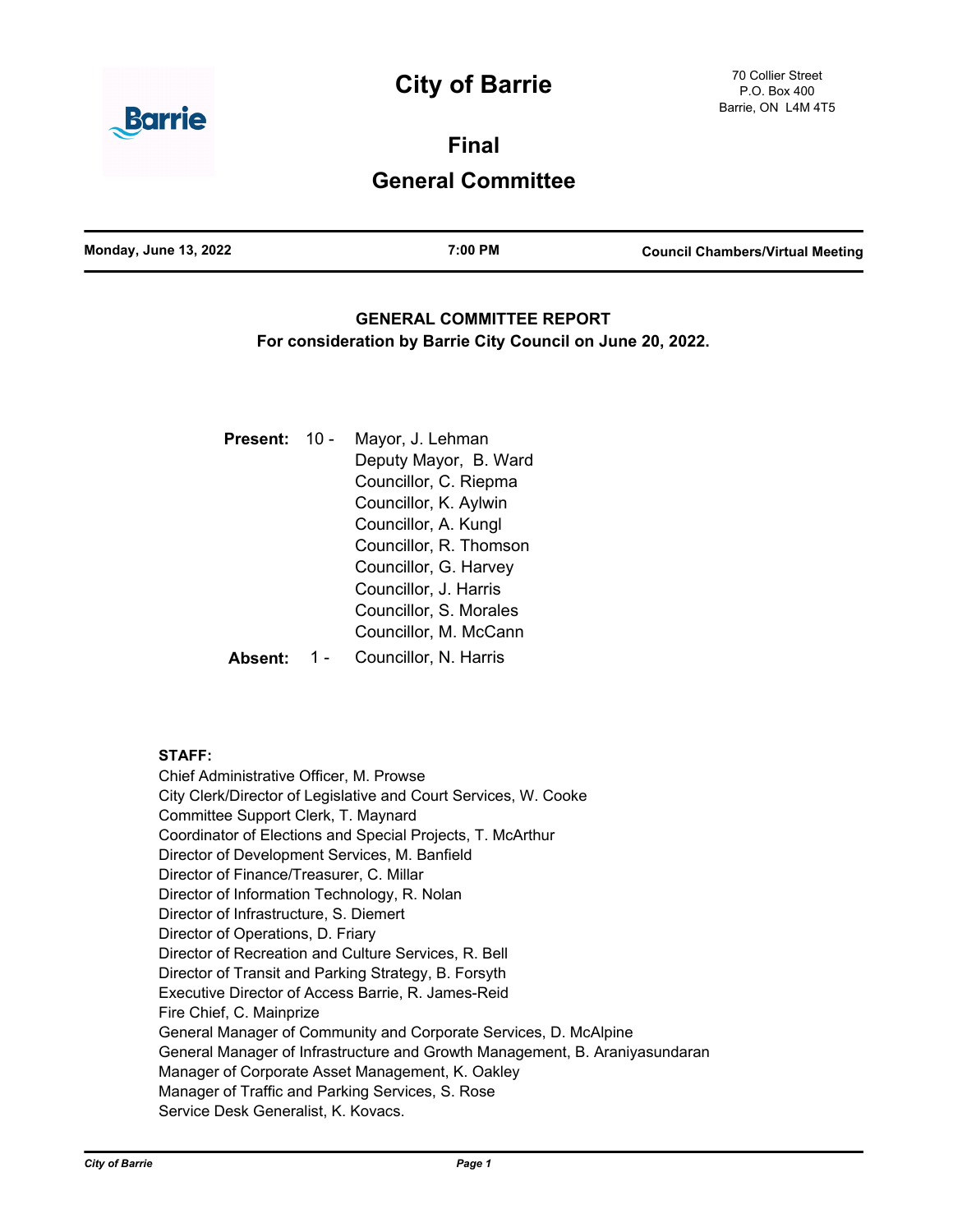# City of Barrie

70 Collier Street
P.O. Box 400
Barrie, ON L4M 4T5

## Final

## General Committee

**Monday, June 13, 2022** | **7:00 PM** | **Council Chambers/Virtual Meeting**

### GENERAL COMMITTEE REPORT

**For consideration by Barrie City Council on June 20, 2022.**

**Present:** 10 - Mayor, J. Lehman
Deputy Mayor, B. Ward
Councillor, C. Riepma
Councillor, K. Aylwin
Councillor, A. Kungl
Councillor, R. Thomson
Councillor, G. Harvey
Councillor, J. Harris
Councillor, S. Morales
Councillor, M. McCann

**Absent:** 1 - Councillor, N. Harris

**STAFF:**

Chief Administrative Officer, M. Prowse
City Clerk/Director of Legislative and Court Services, W. Cooke
Committee Support Clerk, T. Maynard
Coordinator of Elections and Special Projects, T. McArthur
Director of Development Services, M. Banfield
Director of Finance/Treasurer, C. Millar
Director of Information Technology, R. Nolan
Director of Infrastructure, S. Diemert
Director of Operations, D. Friary
Director of Recreation and Culture Services, R. Bell
Director of Transit and Parking Strategy, B. Forsyth
Executive Director of Access Barrie, R. James-Reid
Fire Chief, C. Mainprize
General Manager of Community and Corporate Services, D. McAlpine
General Manager of Infrastructure and Growth Management, B. Araniyasundaran
Manager of Corporate Asset Management, K. Oakley
Manager of Traffic and Parking Services, S. Rose
Service Desk Generalist, K. Kovacs.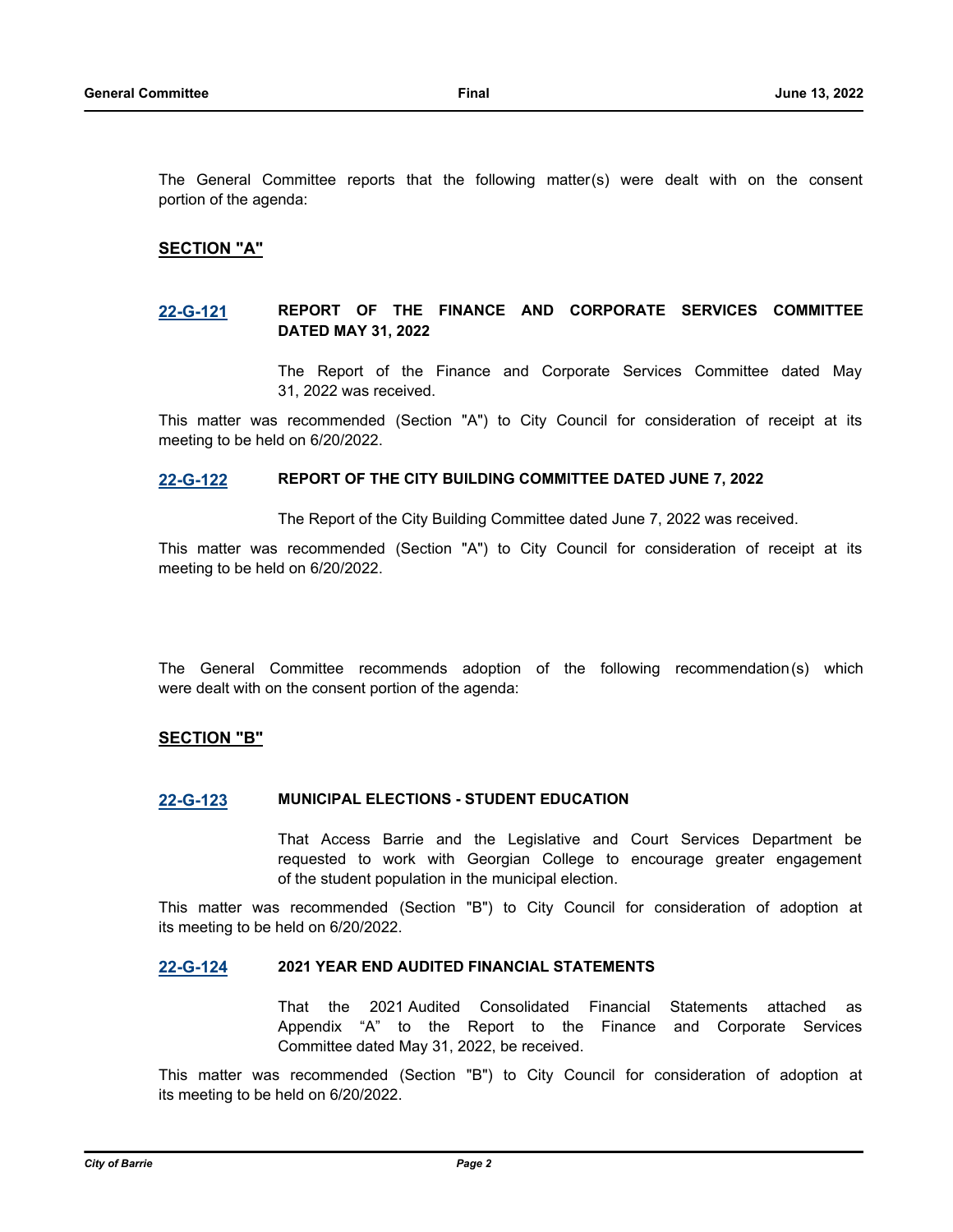The General Committee reports that the following matter(s) were dealt with on the consent portion of the agenda:

## SECTION "A"

### 22-G-121 REPORT OF THE FINANCE AND CORPORATE SERVICES COMMITTEE DATED MAY 31, 2022

The Report of the Finance and Corporate Services Committee dated May 31, 2022 was received.

This matter was recommended (Section "A") to City Council for consideration of receipt at its meeting to be held on 6/20/2022.

### 22-G-122 REPORT OF THE CITY BUILDING COMMITTEE DATED JUNE 7, 2022

The Report of the City Building Committee dated June 7, 2022 was received.

This matter was recommended (Section "A") to City Council for consideration of receipt at its meeting to be held on 6/20/2022.

The General Committee recommends adoption of the following recommendation(s) which were dealt with on the consent portion of the agenda:

## SECTION "B"

### 22-G-123 MUNICIPAL ELECTIONS - STUDENT EDUCATION

That Access Barrie and the Legislative and Court Services Department be requested to work with Georgian College to encourage greater engagement of the student population in the municipal election.

This matter was recommended (Section "B") to City Council for consideration of adoption at its meeting to be held on 6/20/2022.

### 22-G-124 2021 YEAR END AUDITED FINANCIAL STATEMENTS

That the 2021 Audited Consolidated Financial Statements attached as Appendix "A" to the Report to the Finance and Corporate Services Committee dated May 31, 2022, be received.

This matter was recommended (Section "B") to City Council for consideration of adoption at its meeting to be held on 6/20/2022.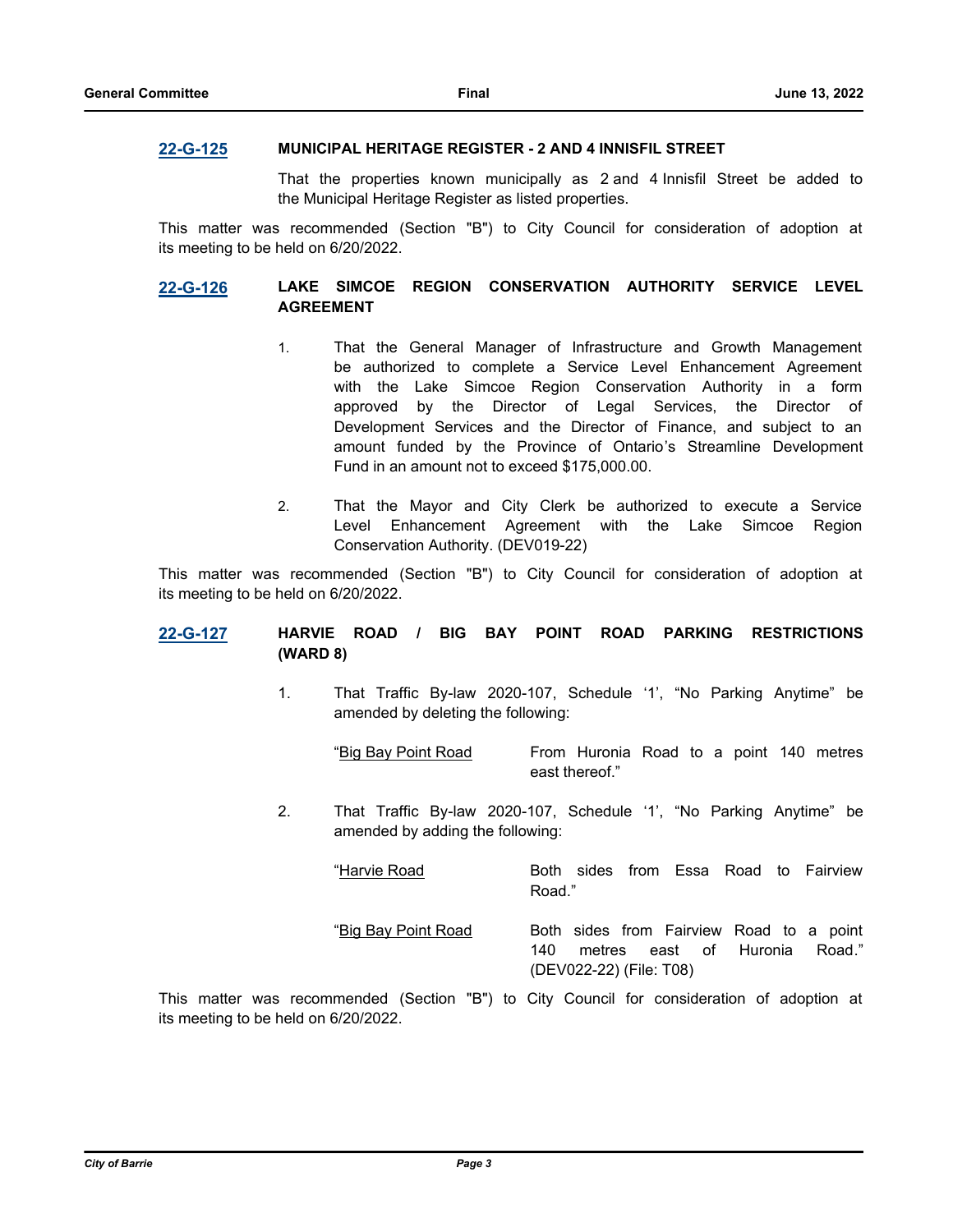**22-G-125** **MUNICIPAL HERITAGE REGISTER - 2 AND 4 INNISFIL STREET**

That the properties known municipally as 2 and 4 Innisfil Street be added to the Municipal Heritage Register as listed properties.

This matter was recommended (Section "B") to City Council for consideration of adoption at its meeting to be held on 6/20/2022.

**22-G-126** **LAKE SIMCOE REGION CONSERVATION AUTHORITY SERVICE LEVEL AGREEMENT**

1. That the General Manager of Infrastructure and Growth Management be authorized to complete a Service Level Enhancement Agreement with the Lake Simcoe Region Conservation Authority in a form approved by the Director of Legal Services, the Director of Development Services and the Director of Finance, and subject to an amount funded by the Province of Ontario's Streamline Development Fund in an amount not to exceed $175,000.00.

2. That the Mayor and City Clerk be authorized to execute a Service Level Enhancement Agreement with the Lake Simcoe Region Conservation Authority. (DEV019-22)

This matter was recommended (Section "B") to City Council for consideration of adoption at its meeting to be held on 6/20/2022.

**22-G-127** **HARVIE ROAD / BIG BAY POINT ROAD PARKING RESTRICTIONS (WARD 8)**

1. That Traffic By-law 2020-107, Schedule '1', "No Parking Anytime" be amended by deleting the following:

   "Big Bay Point Road — From Huronia Road to a point 140 metres east thereof."

2. That Traffic By-law 2020-107, Schedule '1', "No Parking Anytime" be amended by adding the following:

   "Harvie Road — Both sides from Essa Road to Fairview Road."

   "Big Bay Point Road — Both sides from Fairview Road to a point 140 metres east of Huronia Road." (DEV022-22) (File: T08)

This matter was recommended (Section "B") to City Council for consideration of adoption at its meeting to be held on 6/20/2022.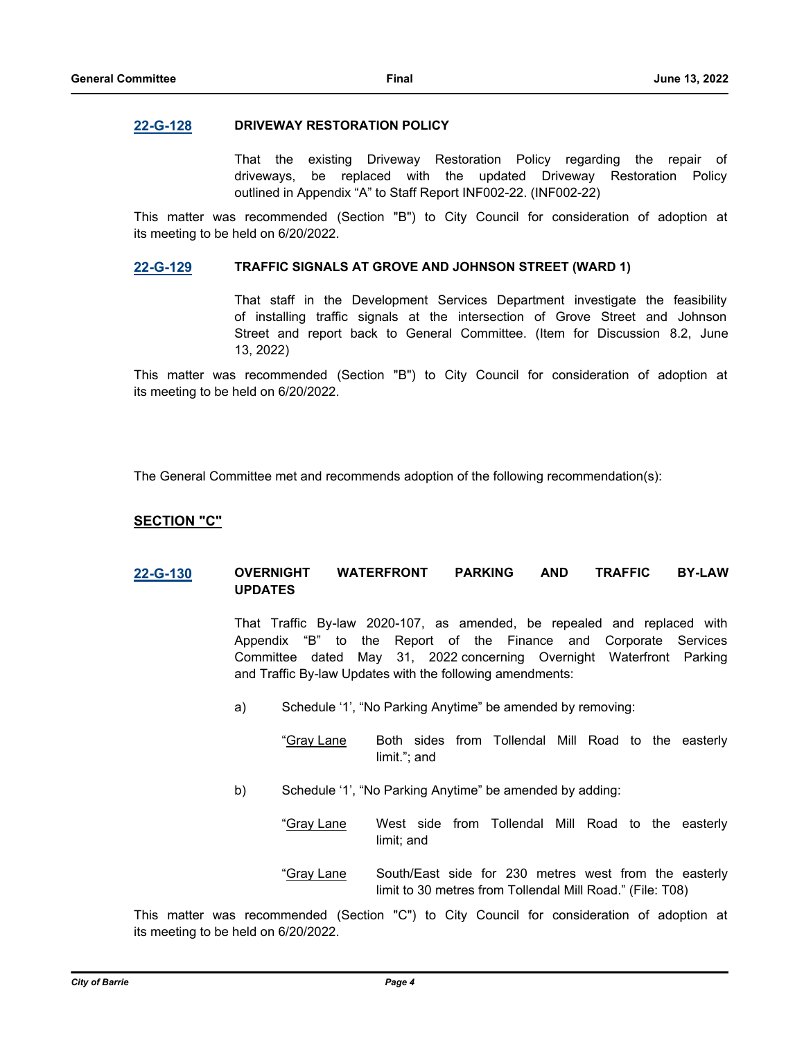**22-G-128** **DRIVEWAY RESTORATION POLICY**

That the existing Driveway Restoration Policy regarding the repair of driveways, be replaced with the updated Driveway Restoration Policy outlined in Appendix “A” to Staff Report INF002-22. (INF002-22)

This matter was recommended (Section "B") to City Council for consideration of adoption at its meeting to be held on 6/20/2022.

**22-G-129** **TRAFFIC SIGNALS AT GROVE AND JOHNSON STREET (WARD 1)**

That staff in the Development Services Department investigate the feasibility of installing traffic signals at the intersection of Grove Street and Johnson Street and report back to General Committee. (Item for Discussion 8.2, June 13, 2022)

This matter was recommended (Section "B") to City Council for consideration of adoption at its meeting to be held on 6/20/2022.

The General Committee met and recommends adoption of the following recommendation(s):

## SECTION "C"

**22-G-130** **OVERNIGHT WATERFRONT PARKING AND TRAFFIC BY-LAW UPDATES**

That Traffic By-law 2020-107, as amended, be repealed and replaced with Appendix “B” to the Report of the Finance and Corporate Services Committee dated May 31, 2022 concerning Overnight Waterfront Parking and Traffic By-law Updates with the following amendments:

a) Schedule ‘1’, “No Parking Anytime” be amended by removing:

“Gray Lane — Both sides from Tollendal Mill Road to the easterly limit.”; and

b) Schedule ‘1’, “No Parking Anytime” be amended by adding:

“Gray Lane — West side from Tollendal Mill Road to the easterly limit; and

“Gray Lane — South/East side for 230 metres west from the easterly limit to 30 metres from Tollendal Mill Road.” (File: T08)

This matter was recommended (Section "C") to City Council for consideration of adoption at its meeting to be held on 6/20/2022.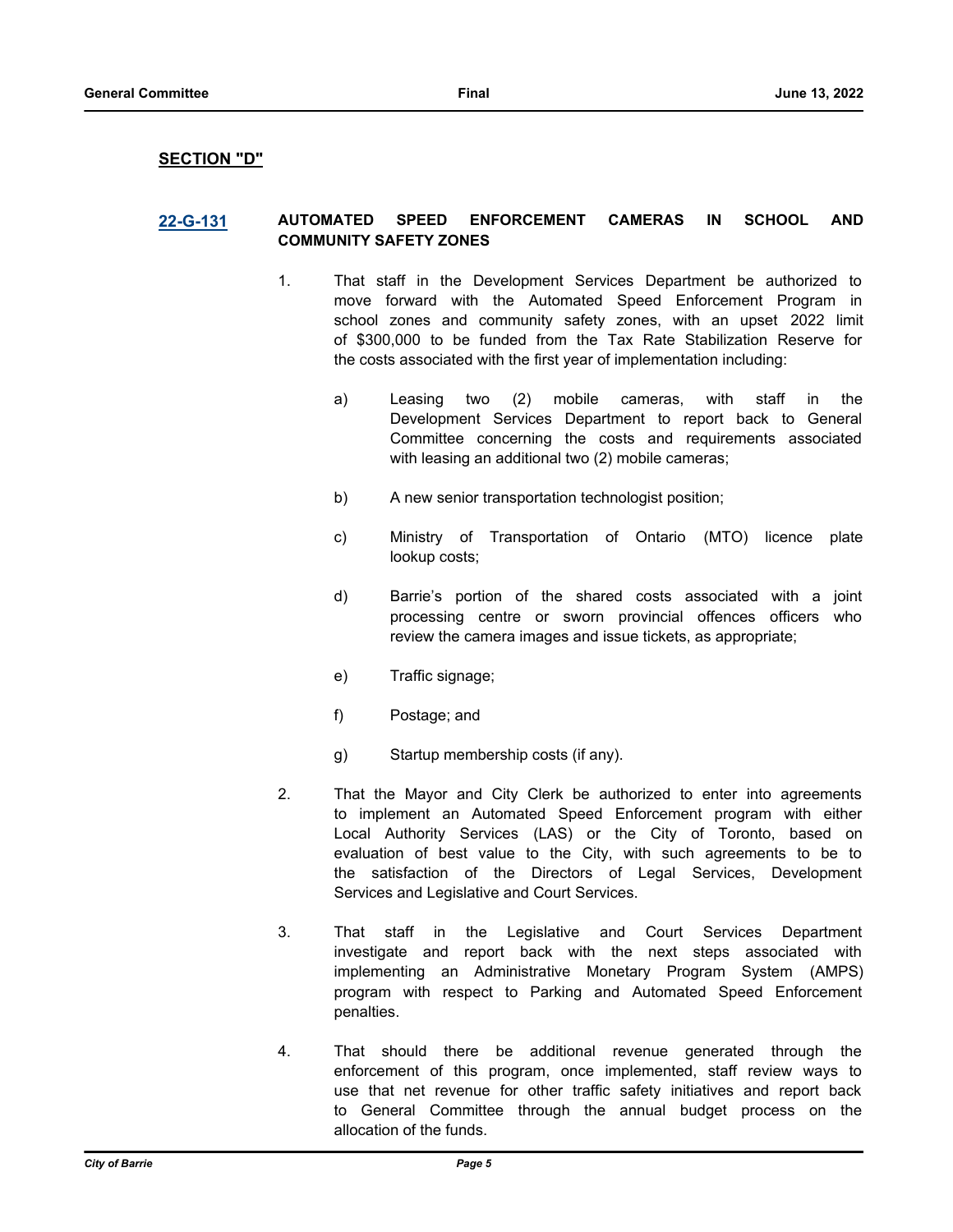## SECTION "D"

**22-G-131** **AUTOMATED SPEED ENFORCEMENT CAMERAS IN SCHOOL AND COMMUNITY SAFETY ZONES**

1. That staff in the Development Services Department be authorized to move forward with the Automated Speed Enforcement Program in school zones and community safety zones, with an upset 2022 limit of $300,000 to be funded from the Tax Rate Stabilization Reserve for the costs associated with the first year of implementation including:

   a) Leasing two (2) mobile cameras, with staff in the Development Services Department to report back to General Committee concerning the costs and requirements associated with leasing an additional two (2) mobile cameras;

   b) A new senior transportation technologist position;

   c) Ministry of Transportation of Ontario (MTO) licence plate lookup costs;

   d) Barrie's portion of the shared costs associated with a joint processing centre or sworn provincial offences officers who review the camera images and issue tickets, as appropriate;

   e) Traffic signage;

   f) Postage; and

   g) Startup membership costs (if any).

2. That the Mayor and City Clerk be authorized to enter into agreements to implement an Automated Speed Enforcement program with either Local Authority Services (LAS) or the City of Toronto, based on evaluation of best value to the City, with such agreements to be to the satisfaction of the Directors of Legal Services, Development Services and Legislative and Court Services.

3. That staff in the Legislative and Court Services Department investigate and report back with the next steps associated with implementing an Administrative Monetary Program System (AMPS) program with respect to Parking and Automated Speed Enforcement penalties.

4. That should there be additional revenue generated through the enforcement of this program, once implemented, staff review ways to use that net revenue for other traffic safety initiatives and report back to General Committee through the annual budget process on the allocation of the funds.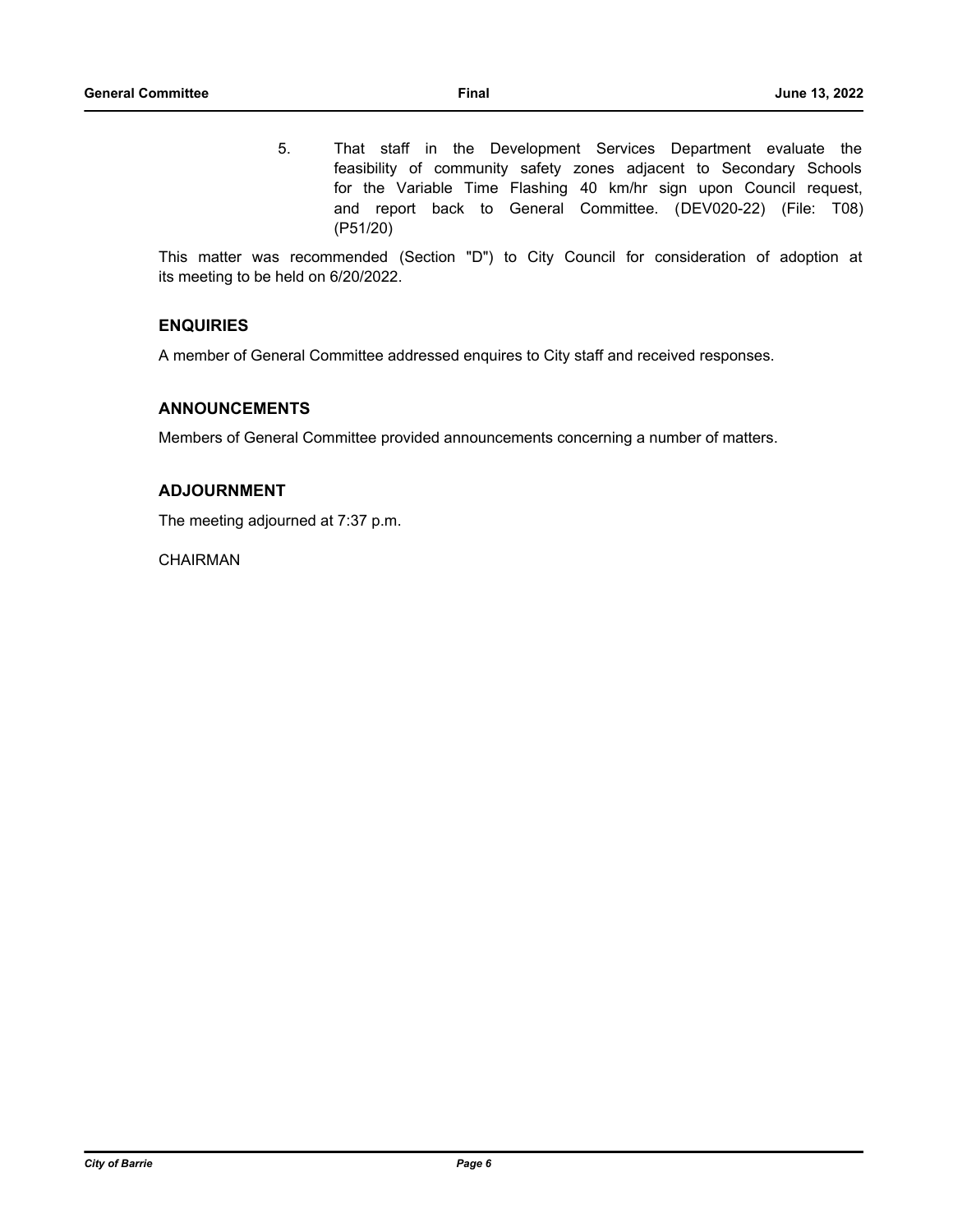5. That staff in the Development Services Department evaluate the feasibility of community safety zones adjacent to Secondary Schools for the Variable Time Flashing 40 km/hr sign upon Council request, and report back to General Committee. (DEV020-22) (File: T08) (P51/20)

This matter was recommended (Section "D") to City Council for consideration of adoption at its meeting to be held on 6/20/2022.

## ENQUIRIES

A member of General Committee addressed enquires to City staff and received responses.

## ANNOUNCEMENTS

Members of General Committee provided announcements concerning a number of matters.

## ADJOURNMENT

The meeting adjourned at 7:37 p.m.

CHAIRMAN